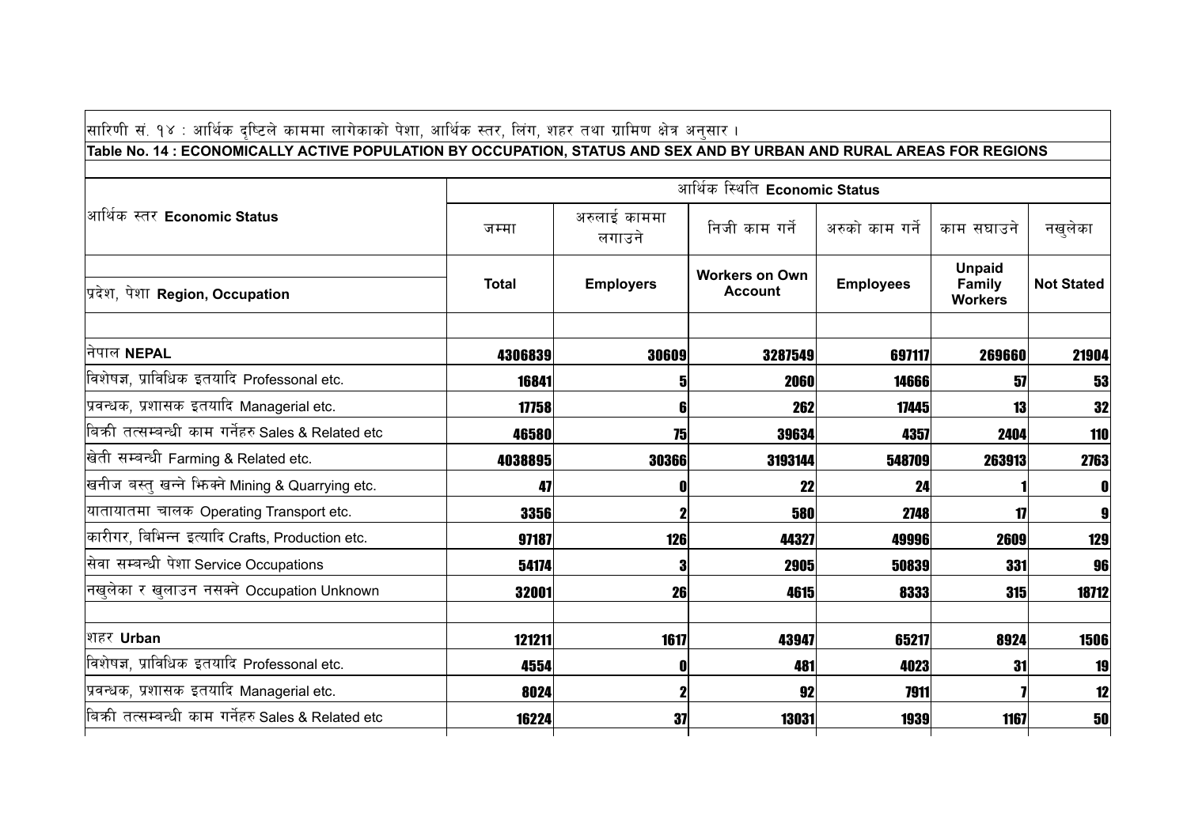सारिणी सं. १४ : आर्थिक दृष्टिले काममा लागेकाको पेशा, आर्थिक स्तर, लिंग, शहर तथा ग्रामिण क्षेत्र अनुसार ।

**Table No. 14 : ECONOMICALLY ACTIVE POPULATION BY OCCUPATION, STATUS AND SEX AND BY URBAN AND RURAL AREAS FOR REGIONS**

| आर्थिक स्तर **Economic Status** | आर्थिक स्थिति **Economic Status** | | | | | |
|---|---|---|---|---|---|---|
| | जम्मा | अरुलाई काममा लगाउने | निजी काम गर्ने | अरुको काम गर्ने | काम सघाउने | नखुलेका |
| प्रदेश, पेशा **Region, Occupation** | **Total** | **Employers** | **Workers on Own Account** | **Employees** | **Unpaid Family Workers** | **Not Stated** |
| नेपाल **NEPAL** | **4306839** | **30609** | **3287549** | **697117** | **269660** | **21904** |
| विशेषज्ञ, प्राविधिक इतयादि Professonal etc. | **16841** | **5** | **2060** | **14666** | **57** | **53** |
| प्रवन्धक, प्रशासक इतयादि Managerial etc. | **17758** | **6** | **262** | **17445** | **13** | **32** |
| बिक्री तत्सम्बन्धी काम गर्नेहरु Sales & Related etc | **46580** | **75** | **39634** | **4357** | **2404** | **110** |
| खेती सम्बन्धी Farming & Related etc. | **4038895** | **30366** | **3193144** | **548709** | **263913** | **2763** |
| खनीज बस्तु खन्ने झिक्ने Mining & Quarrying etc. | **47** | **0** | **22** | **24** | **1** | **0** |
| यातायातमा चालक Operating Transport etc. | **3356** | **2** | **580** | **2748** | **17** | **9** |
| कारीगर, बिभिन्न इत्यादि Crafts, Production etc. | **97187** | **126** | **44327** | **49996** | **2609** | **129** |
| सेवा सम्बन्धी पेशा Service Occupations | **54174** | **3** | **2905** | **50839** | **331** | **96** |
| नखुलेका र खुलाउन नसक्ने Occupation Unknown | **32001** | **26** | **4615** | **8333** | **315** | **18712** |
| शहर **Urban** | **121211** | **1617** | **43947** | **65217** | **8924** | **1506** |
| विशेषज्ञ, प्राविधिक इतयादि Professonal etc. | **4554** | **0** | **481** | **4023** | **31** | **19** |
| प्रवन्धक, प्रशासक इतयादि Managerial etc. | **8024** | **2** | **92** | **7911** | **7** | **12** |
| बिक्री तत्सम्बन्धी काम गर्नेहरु Sales & Related etc | **16224** | **37** | **13031** | **1939** | **1167** | **50** |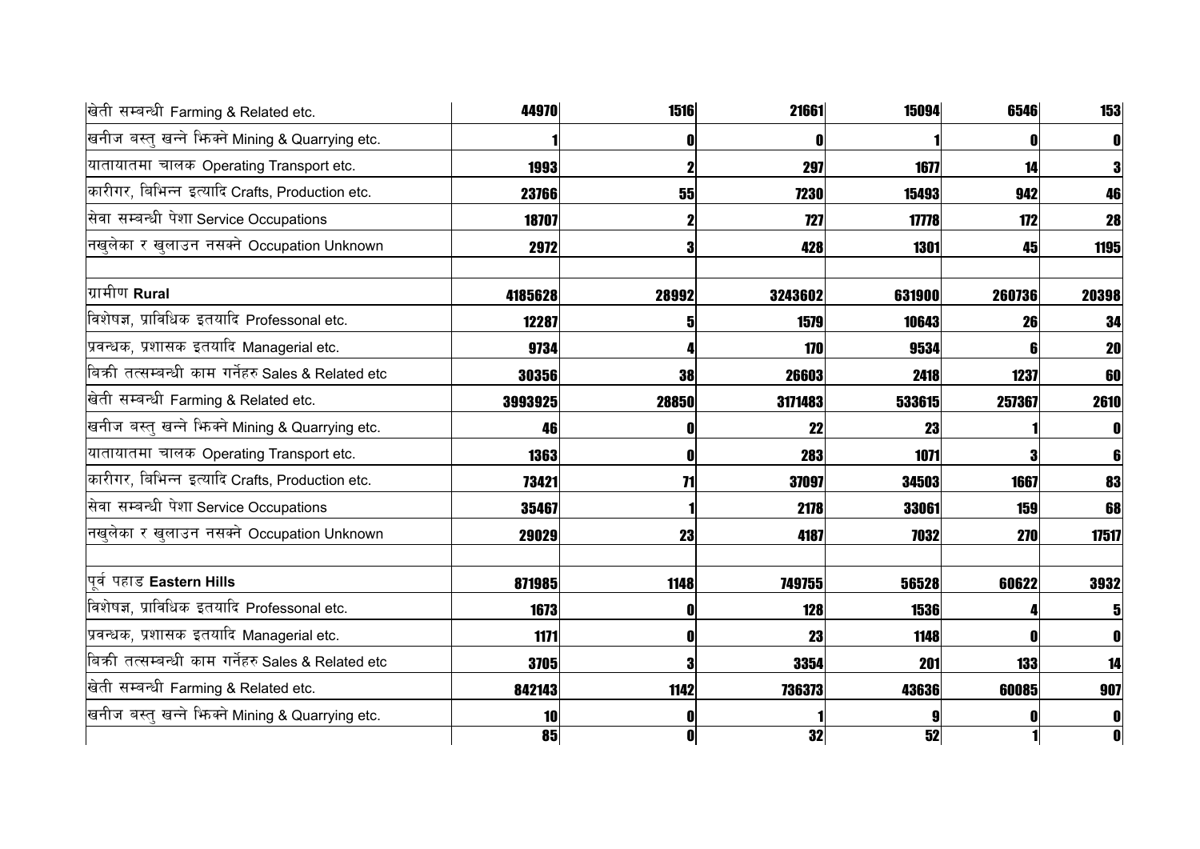| | | | | | | |
|---|---|---|---|---|---|---|
| खेती सम्बन्धी Farming & Related etc. | **44970** | **1516** | **21661** | **15094** | **6546** | **153** |
| खनीज बस्तु खन्ने झिक्ने Mining & Quarrying etc. | **1** | **0** | **0** | **1** | **0** | **0** |
| यातायातमा चालक Operating Transport etc. | **1993** | **2** | **297** | **1677** | **14** | **3** |
| कारीगर, बिभिन्न इत्यादि Crafts, Production etc. | **23766** | **55** | **7230** | **15493** | **942** | **46** |
| सेवा सम्बन्धी पेशा Service Occupations | **18707** | **2** | **727** | **17778** | **172** | **28** |
| नखुलेका र खुलाउन नसक्ने Occupation Unknown | **2972** | **3** | **428** | **1301** | **45** | **1195** |
| | | | | | | |
| ग्रामीण **Rural** | **4185628** | **28992** | **3243602** | **631900** | **260736** | **20398** |
| विशेषज्ञ, प्राविधिक इतयादि Professonal etc. | **12287** | **5** | **1579** | **10643** | **26** | **34** |
| प्रवन्धक, प्रशासक इतयादि Managerial etc. | **9734** | **4** | **170** | **9534** | **6** | **20** |
| बिक्री तत्सम्बन्धी काम गर्नेहरु Sales & Related etc | **30356** | **38** | **26603** | **2418** | **1237** | **60** |
| खेती सम्बन्धी Farming & Related etc. | **3993925** | **28850** | **3171483** | **533615** | **257367** | **2610** |
| खनीज बस्तु खन्ने झिक्ने Mining & Quarrying etc. | **46** | **0** | **22** | **23** | **1** | **0** |
| यातायातमा चालक Operating Transport etc. | **1363** | **0** | **283** | **1071** | **3** | **6** |
| कारीगर, बिभिन्न इत्यादि Crafts, Production etc. | **73421** | **71** | **37097** | **34503** | **1667** | **83** |
| सेवा सम्बन्धी पेशा Service Occupations | **35467** | **1** | **2178** | **33061** | **159** | **68** |
| नखुलेका र खुलाउन नसक्ने Occupation Unknown | **29029** | **23** | **4187** | **7032** | **270** | **17517** |
| | | | | | | |
| पूर्व पहाड **Eastern Hills** | **871985** | **1148** | **749755** | **56528** | **60622** | **3932** |
| विशेषज्ञ, प्राविधिक इतयादि Professonal etc. | **1673** | **0** | **128** | **1536** | **4** | **5** |
| प्रवन्धक, प्रशासक इतयादि Managerial etc. | **1171** | **0** | **23** | **1148** | **0** | **0** |
| बिक्री तत्सम्बन्धी काम गर्नेहरु Sales & Related etc | **3705** | **3** | **3354** | **201** | **133** | **14** |
| खेती सम्बन्धी Farming & Related etc. | **842143** | **1142** | **736373** | **43636** | **60085** | **907** |
| खनीज बस्तु खन्ने झिक्ने Mining & Quarrying etc. | **10** | **0** | **1** | **9** | **0** | **0** |
| | **85** | **0** | **32** | **52** | **1** | **0** |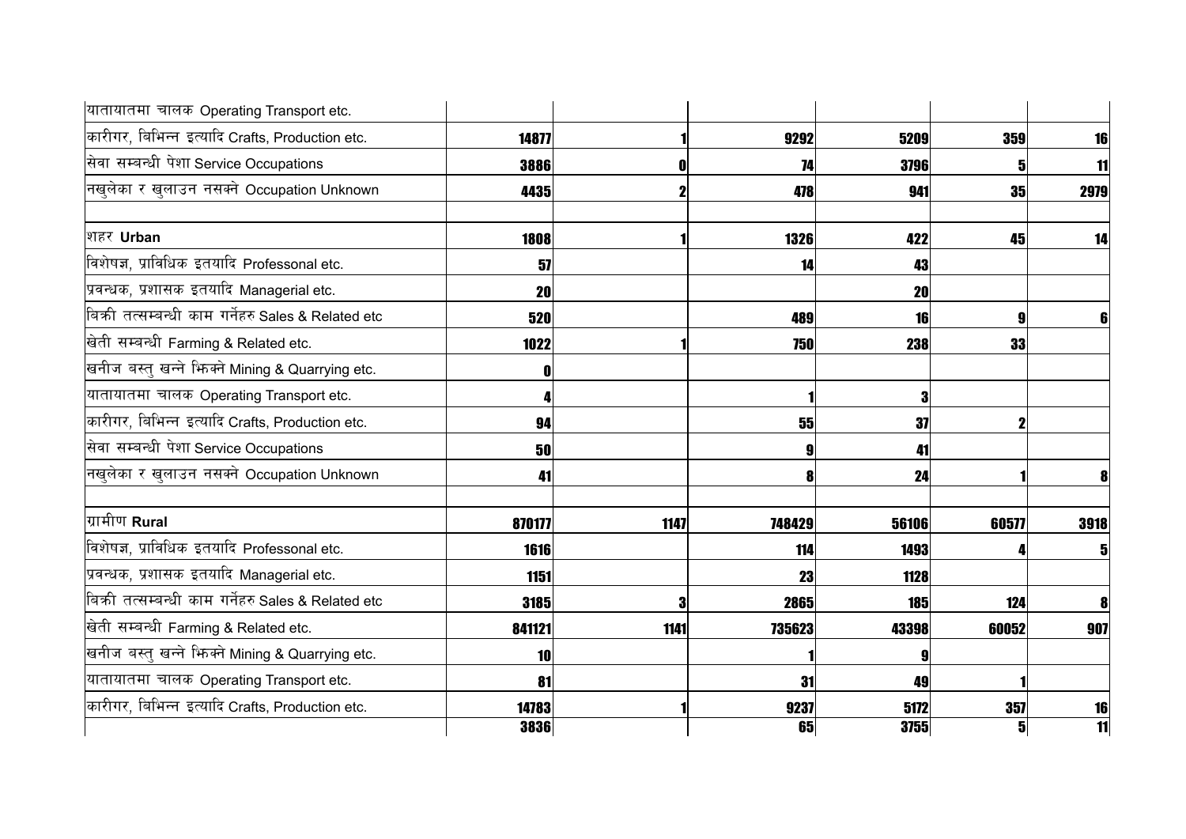| | | | | | | |
|---|---|---|---|---|---|---|
| यातायातमा चालक Operating Transport etc. | | | | | | |
| कारीगर, बिभिन्न इत्यादि Crafts, Production etc. | 14877 | 1 | 9292 | 5209 | 359 | 16 |
| सेवा सम्बन्धी पेशा Service Occupations | 3886 | 0 | 74 | 3796 | 5 | 11 |
| नखुलेका र खुलाउन नसक्ने Occupation Unknown | 4435 | 2 | 478 | 941 | 35 | 2979 |
| | | | | | | |
| शहर **Urban** | 1808 | 1 | 1326 | 422 | 45 | 14 |
| विशेषज्ञ, प्राविधिक इतयादि Professonal etc. | 57 | | 14 | 43 | | |
| प्रवन्धक, प्रशासक इतयादि Managerial etc. | 20 | | | 20 | | |
| बिक्री तत्सम्बन्धी काम गर्नेहरु Sales & Related etc | 520 | | 489 | 16 | 9 | 6 |
| खेती सम्बन्धी Farming & Related etc. | 1022 | 1 | 750 | 238 | 33 | |
| खनीज बस्तु खन्ने झिक्ने Mining & Quarrying etc. | 0 | | | | | |
| यातायातमा चालक Operating Transport etc. | 4 | | 1 | 3 | | |
| कारीगर, बिभिन्न इत्यादि Crafts, Production etc. | 94 | | 55 | 37 | 2 | |
| सेवा सम्बन्धी पेशा Service Occupations | 50 | | 9 | 41 | | |
| नखुलेका र खुलाउन नसक्ने Occupation Unknown | 41 | | 8 | 24 | 1 | 8 |
| | | | | | | |
| ग्रामीण **Rural** | 870177 | 1147 | 748429 | 56106 | 60577 | 3918 |
| विशेषज्ञ, प्राविधिक इतयादि Professonal etc. | 1616 | | 114 | 1493 | 4 | 5 |
| प्रवन्धक, प्रशासक इतयादि Managerial etc. | 1151 | | 23 | 1128 | | |
| बिक्री तत्सम्बन्धी काम गर्नेहरु Sales & Related etc | 3185 | 3 | 2865 | 185 | 124 | 8 |
| खेती सम्बन्धी Farming & Related etc. | 841121 | 1141 | 735623 | 43398 | 60052 | 907 |
| खनीज बस्तु खन्ने झिक्ने Mining & Quarrying etc. | 10 | | 1 | 9 | | |
| यातायातमा चालक Operating Transport etc. | 81 | | 31 | 49 | 1 | |
| कारीगर, बिभिन्न इत्यादि Crafts, Production etc. | 14783 | 1 | 9237 | 5172 | 357 | 16 |
| | 3836 | | 65 | 3755 | 5 | 11 |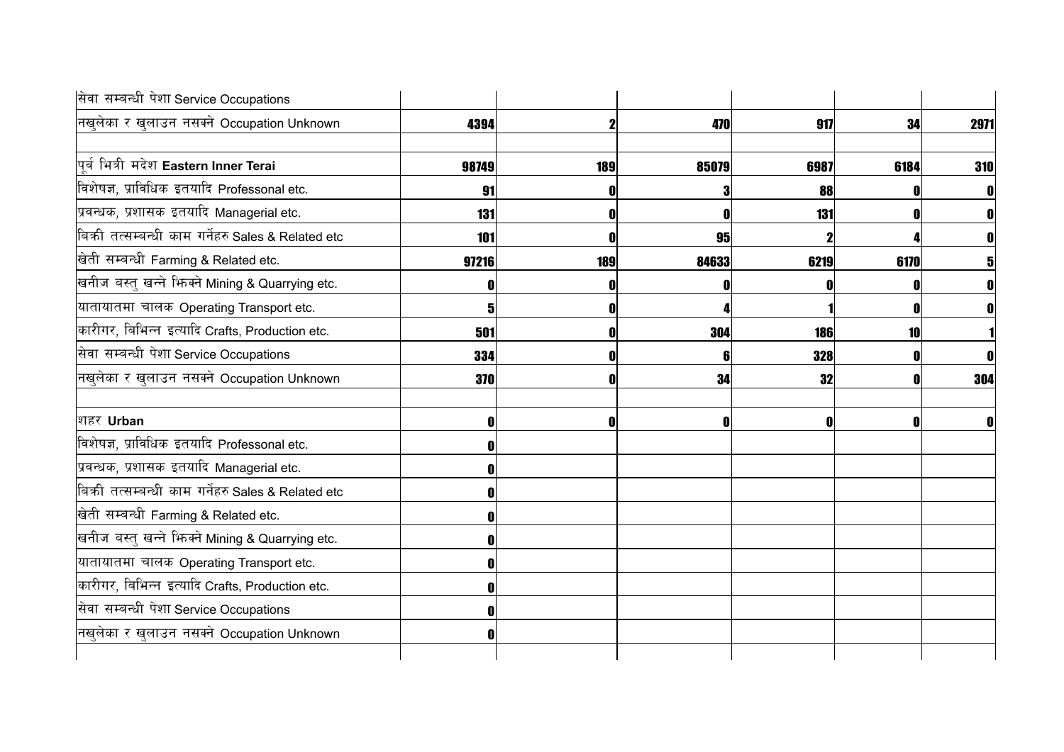| | | | | | |
|---|---|---|---|---|---|
| सेवा सम्बन्धी पेशा Service Occupations | | | | | |
| नखुलेका र खुलाउन नसक्ने Occupation Unknown | 4394 | 2 | 470 | 917 | 34 | 2971 |
| | | | | | | |
| पूर्व भित्री मदेश **Eastern Inner Terai** | 98749 | 189 | 85079 | 6987 | 6184 | 310 |
| विशेषज्ञ, प्राविधिक इतयादि Professonal etc. | 91 | 0 | 3 | 88 | 0 | 0 |
| प्रवन्धक, प्रशासक इतयादि Managerial etc. | 131 | 0 | 0 | 131 | 0 | 0 |
| बिक्री तत्सम्बन्धी काम गर्नेहरु Sales & Related etc | 101 | 0 | 95 | 2 | 4 | 0 |
| खेती सम्बन्धी Farming & Related etc. | 97216 | 189 | 84633 | 6219 | 6170 | 5 |
| खनीज बस्तु खन्ने झिक्ने Mining & Quarrying etc. | 0 | 0 | 0 | 0 | 0 | 0 |
| यातायातमा चालक Operating Transport etc. | 5 | 0 | 4 | 1 | 0 | 0 |
| कारीगर, बिभिन्न इत्यादि Crafts, Production etc. | 501 | 0 | 304 | 186 | 10 | 1 |
| सेवा सम्बन्धी पेशा Service Occupations | 334 | 0 | 6 | 328 | 0 | 0 |
| नखुलेका र खुलाउन नसक्ने Occupation Unknown | 370 | 0 | 34 | 32 | 0 | 304 |
| | | | | | | |
| शहर **Urban** | 0 | 0 | 0 | 0 | 0 | 0 |
| विशेषज्ञ, प्राविधिक इतयादि Professonal etc. | 0 | | | | | |
| प्रवन्धक, प्रशासक इतयादि Managerial etc. | 0 | | | | | |
| बिक्री तत्सम्बन्धी काम गर्नेहरु Sales & Related etc | 0 | | | | | |
| खेती सम्बन्धी Farming & Related etc. | 0 | | | | | |
| खनीज बस्तु खन्ने झिक्ने Mining & Quarrying etc. | 0 | | | | | |
| यातायातमा चालक Operating Transport etc. | 0 | | | | | |
| कारीगर, बिभिन्न इत्यादि Crafts, Production etc. | 0 | | | | | |
| सेवा सम्बन्धी पेशा Service Occupations | 0 | | | | | |
| नखुलेका र खुलाउन नसक्ने Occupation Unknown | 0 | | | | | |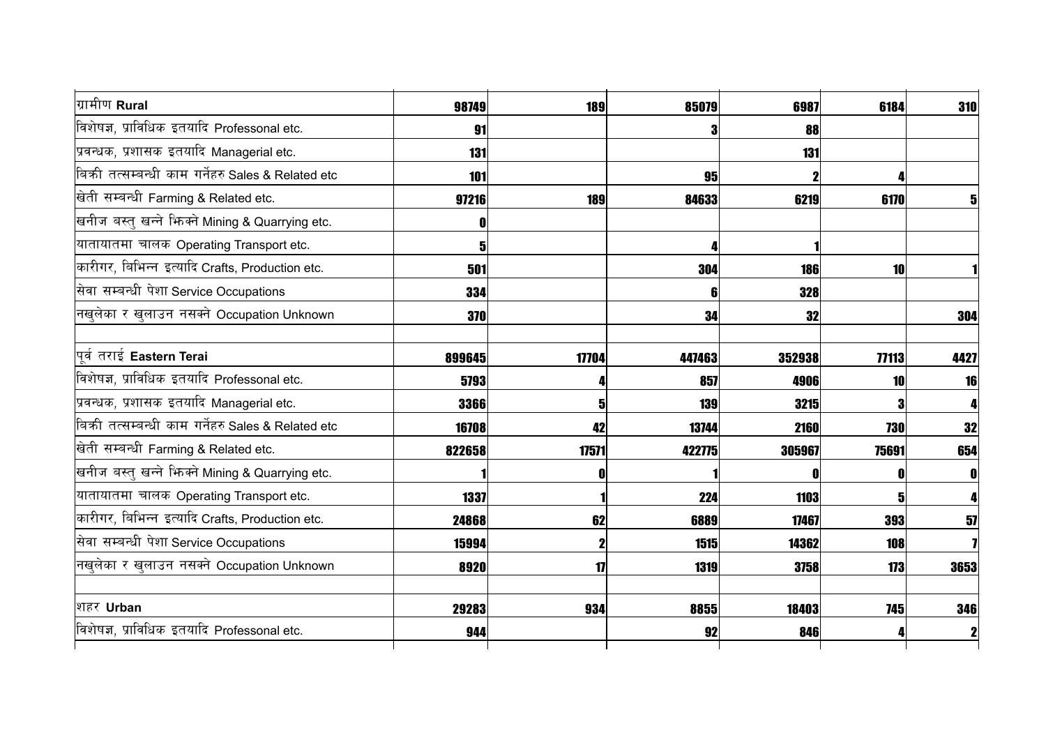| | | | | | | |
|---|---|---|---|---|---|---|
| ग्रामीण **Rural** | **98749** | **189** | **85079** | **6987** | **6184** | **310** |
| विशेषज्ञ, प्राविधिक इतयादि Professonal etc. | **91** | | **3** | **88** | | |
| प्रवन्धक, प्रशासक इतयादि Managerial etc. | **131** | | | **131** | | |
| बिक्री तत्सम्बन्धी काम गर्नेहरु Sales & Related etc | **101** | | **95** | **2** | **4** | |
| खेती सम्बन्धी Farming & Related etc. | **97216** | **189** | **84633** | **6219** | **6170** | **5** |
| खनीज बस्तु खन्ने झिक्ने Mining & Quarrying etc. | **0** | | | | | |
| यातायातमा चालक Operating Transport etc. | **5** | | **4** | **1** | | |
| कारीगर, बिभिन्न इत्यादि Crafts, Production etc. | **501** | | **304** | **186** | **10** | **1** |
| सेवा सम्बन्धी पेशा Service Occupations | **334** | | **6** | **328** | | |
| नखुलेका र खुलाउन नसक्ने Occupation Unknown | **370** | | **34** | **32** | | **304** |
| | | | | | | |
| पूर्व तराई **Eastern Terai** | **899645** | **17704** | **447463** | **352938** | **77113** | **4427** |
| विशेषज्ञ, प्राविधिक इतयादि Professonal etc. | **5793** | **4** | **857** | **4906** | **10** | **16** |
| प्रवन्धक, प्रशासक इतयादि Managerial etc. | **3366** | **5** | **139** | **3215** | **3** | **4** |
| बिक्री तत्सम्बन्धी काम गर्नेहरु Sales & Related etc | **16708** | **42** | **13744** | **2160** | **730** | **32** |
| खेती सम्बन्धी Farming & Related etc. | **822658** | **17571** | **422775** | **305967** | **75691** | **654** |
| खनीज बस्तु खन्ने झिक्ने Mining & Quarrying etc. | **1** | **0** | **1** | **0** | **0** | **0** |
| यातायातमा चालक Operating Transport etc. | **1337** | **1** | **224** | **1103** | **5** | **4** |
| कारीगर, बिभिन्न इत्यादि Crafts, Production etc. | **24868** | **62** | **6889** | **17467** | **393** | **57** |
| सेवा सम्बन्धी पेशा Service Occupations | **15994** | **2** | **1515** | **14362** | **108** | **7** |
| नखुलेका र खुलाउन नसक्ने Occupation Unknown | **8920** | **17** | **1319** | **3758** | **173** | **3653** |
| | | | | | | |
| शहर **Urban** | **29283** | **934** | **8855** | **18403** | **745** | **346** |
| विशेषज्ञ, प्राविधिक इतयादि Professonal etc. | **944** | | **92** | **846** | **4** | **2** |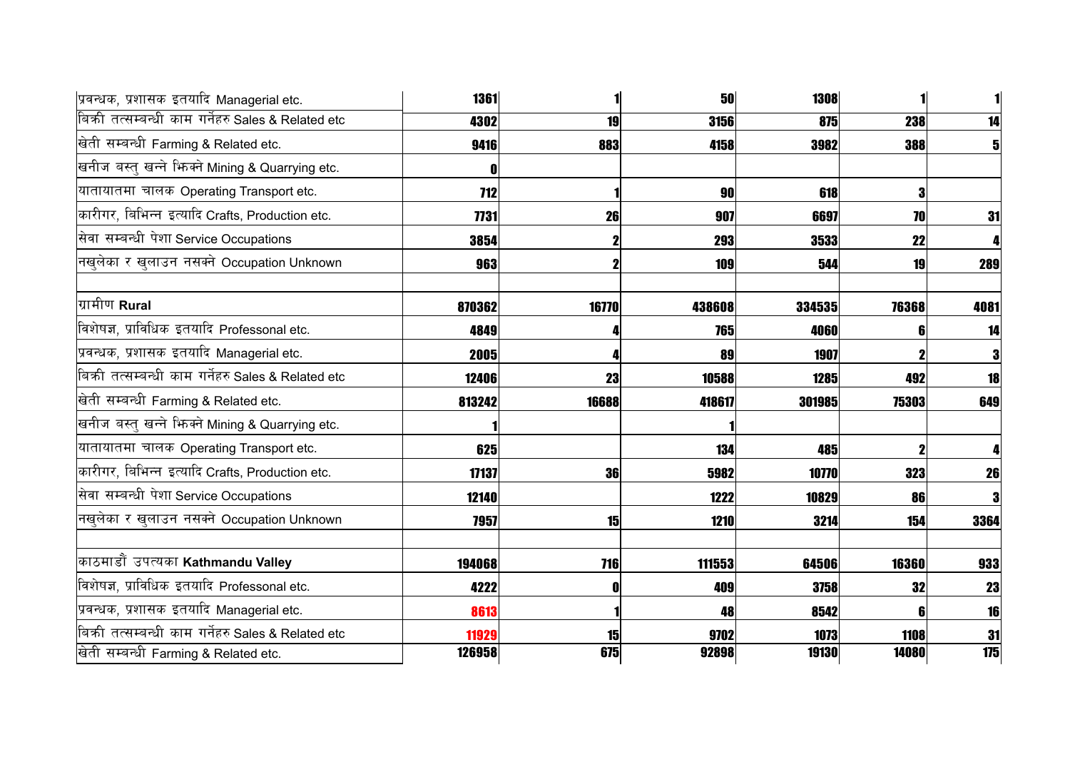| | | | | | | |
|---|---|---|---|---|---|---|
| प्रवन्धक, प्रशासक इतयादि Managerial etc. | 1361 | 1 | 50 | 1308 | 1 | 1 |
| बिक्री तत्सम्बन्धी काम गर्नेहरु Sales & Related etc | 4302 | 19 | 3156 | 875 | 238 | 14 |
| खेती सम्बन्धी Farming & Related etc. | 9416 | 883 | 4158 | 3982 | 388 | 5 |
| खनीज बस्तु खन्ने झिक्ने Mining & Quarrying etc. | 0 | | | | | |
| यातायातमा चालक Operating Transport etc. | 712 | 1 | 90 | 618 | 3 | |
| कारीगर, बिभिन्न इत्यादि Crafts, Production etc. | 7731 | 26 | 907 | 6697 | 70 | 31 |
| सेवा सम्बन्धी पेशा Service Occupations | 3854 | 2 | 293 | 3533 | 22 | 4 |
| नखुलेका र खुलाउन नसक्ने Occupation Unknown | 963 | 2 | 109 | 544 | 19 | 289 |
| | | | | | | |
| ग्रामीण **Rural** | 870362 | 16770 | 438608 | 334535 | 76368 | 4081 |
| विशेषज्ञ, प्राविधिक इतयादि Professonal etc. | 4849 | 4 | 765 | 4060 | 6 | 14 |
| प्रवन्धक, प्रशासक इतयादि Managerial etc. | 2005 | 4 | 89 | 1907 | 2 | 3 |
| बिक्री तत्सम्बन्धी काम गर्नेहरु Sales & Related etc | 12406 | 23 | 10588 | 1285 | 492 | 18 |
| खेती सम्बन्धी Farming & Related etc. | 813242 | 16688 | 418617 | 301985 | 75303 | 649 |
| खनीज बस्तु खन्ने झिक्ने Mining & Quarrying etc. | 1 | | 1 | | | |
| यातायातमा चालक Operating Transport etc. | 625 | | 134 | 485 | 2 | 4 |
| कारीगर, बिभिन्न इत्यादि Crafts, Production etc. | 17137 | 36 | 5982 | 10770 | 323 | 26 |
| सेवा सम्बन्धी पेशा Service Occupations | 12140 | | 1222 | 10829 | 86 | 3 |
| नखुलेका र खुलाउन नसक्ने Occupation Unknown | 7957 | 15 | 1210 | 3214 | 154 | 3364 |
| | | | | | | |
| काठमाडौं उपत्यका **Kathmandu Valley** | 194068 | 716 | 111553 | 64506 | 16360 | 933 |
| विशेषज्ञ, प्राविधिक इतयादि Professonal etc. | 4222 | 0 | 409 | 3758 | 32 | 23 |
| प्रवन्धक, प्रशासक इतयादि Managerial etc. | 8613 | 1 | 48 | 8542 | 6 | 16 |
| बिक्री तत्सम्बन्धी काम गर्नेहरु Sales & Related etc | 11929 | 15 | 9702 | 1073 | 1108 | 31 |
| खेती सम्बन्धी Farming & Related etc. | 126958 | 675 | 92898 | 19130 | 14080 | 175 |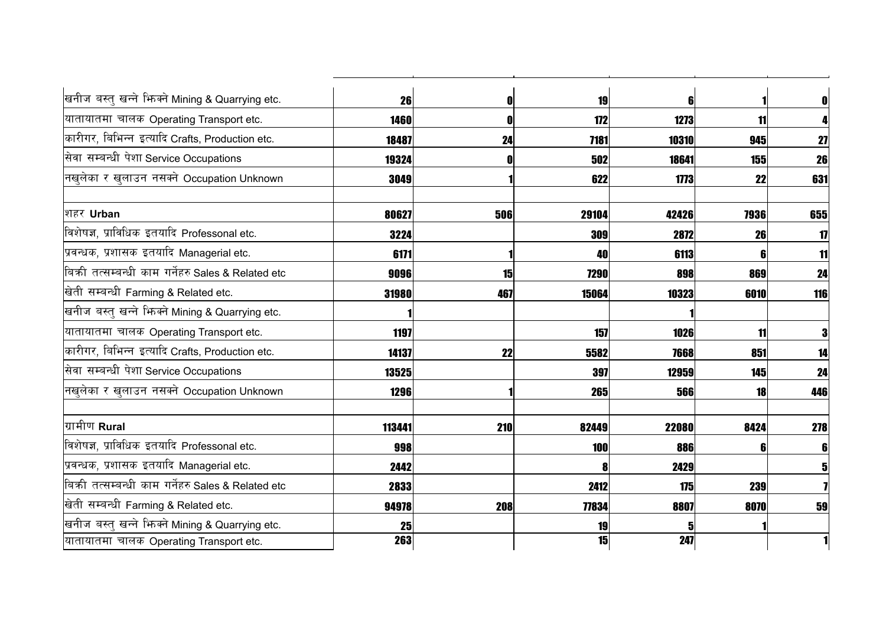| | | | | | | |
|---|---|---|---|---|---|---|
| खनीज बस्तु खन्ने भिक्ने Mining & Quarrying etc. | 26 | 0 | 19 | 6 | 1 | 0 |
| यातायातमा चालक Operating Transport etc. | 1460 | 0 | 172 | 1273 | 11 | 4 |
| कारीगर, बिभिन्न इत्यादि Crafts, Production etc. | 18487 | 24 | 7181 | 10310 | 945 | 27 |
| सेवा सम्बन्धी पेशा Service Occupations | 19324 | 0 | 502 | 18641 | 155 | 26 |
| नखुलेका र खुलाउन नसक्ने Occupation Unknown | 3049 | 1 | 622 | 1773 | 22 | 631 |
| | | | | | | |
| शहर **Urban** | 80627 | 506 | 29104 | 42426 | 7936 | 655 |
| विशेषज्ञ, प्राविधिक इतयादि Professonal etc. | 3224 | | 309 | 2872 | 26 | 17 |
| प्रवन्धक, प्रशासक इतयादि Managerial etc. | 6171 | 1 | 40 | 6113 | 6 | 11 |
| बिक्री तत्सम्बन्धी काम गर्नेहरु Sales & Related etc | 9096 | 15 | 7290 | 898 | 869 | 24 |
| खेती सम्बन्धी Farming & Related etc. | 31980 | 467 | 15064 | 10323 | 6010 | 116 |
| खनीज बस्तु खन्ने भिक्ने Mining & Quarrying etc. | 1 | | | 1 | | |
| यातायातमा चालक Operating Transport etc. | 1197 | | 157 | 1026 | 11 | 3 |
| कारीगर, बिभिन्न इत्यादि Crafts, Production etc. | 14137 | 22 | 5582 | 7668 | 851 | 14 |
| सेवा सम्बन्धी पेशा Service Occupations | 13525 | | 397 | 12959 | 145 | 24 |
| नखुलेका र खुलाउन नसक्ने Occupation Unknown | 1296 | 1 | 265 | 566 | 18 | 446 |
| | | | | | | |
| ग्रामीण **Rural** | 113441 | 210 | 82449 | 22080 | 8424 | 278 |
| विशेषज्ञ, प्राविधिक इतयादि Professonal etc. | 998 | | 100 | 886 | 6 | 6 |
| प्रवन्धक, प्रशासक इतयादि Managerial etc. | 2442 | | 8 | 2429 | | 5 |
| बिक्री तत्सम्बन्धी काम गर्नेहरु Sales & Related etc | 2833 | | 2412 | 175 | 239 | 7 |
| खेती सम्बन्धी Farming & Related etc. | 94978 | 208 | 77834 | 8807 | 8070 | 59 |
| खनीज बस्तु खन्ने भिक्ने Mining & Quarrying etc. | 25 | | 19 | 5 | 1 | |
| यातायातमा चालक Operating Transport etc. | 263 | | 15 | 247 | | 1 |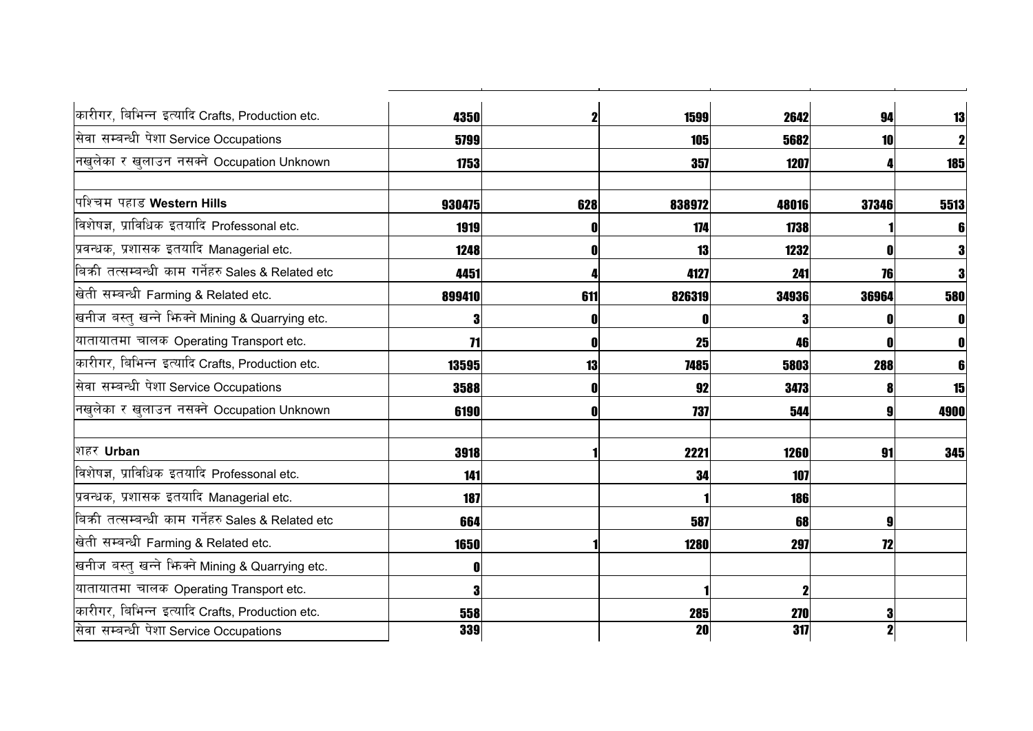| | | | | | | |
|---|---|---|---|---|---|---|
| कारीगर, बिभिन्न इत्यादि Crafts, Production etc. | **4350** | **2** | **1599** | **2642** | **94** | **13** |
| सेवा सम्बन्धी पेशा Service Occupations | **5799** | | **105** | **5682** | **10** | **2** |
| नखुलेका र खुलाउन नसक्ने Occupation Unknown | **1753** | | **357** | **1207** | **4** | **185** |
| | | | | | | |
| पश्चिम पहाड **Western Hills** | **930475** | **628** | **838972** | **48016** | **37346** | **5513** |
| विशेषज्ञ, प्राविधिक इतयादि Professonal etc. | **1919** | **0** | **174** | **1738** | **1** | **6** |
| प्रवन्धक, प्रशासक इतयादि Managerial etc. | **1248** | **0** | **13** | **1232** | **0** | **3** |
| बिक्री तत्सम्बन्धी काम गर्नेहरु Sales & Related etc | **4451** | **4** | **4127** | **241** | **76** | **3** |
| खेती सम्बन्धी Farming & Related etc. | **899410** | **611** | **826319** | **34936** | **36964** | **580** |
| खनीज बस्तु खन्ने भिक्ने Mining & Quarrying etc. | **3** | **0** | **0** | **3** | **0** | **0** |
| यातायातमा चालक Operating Transport etc. | **71** | **0** | **25** | **46** | **0** | **0** |
| कारीगर, बिभिन्न इत्यादि Crafts, Production etc. | **13595** | **13** | **7485** | **5803** | **288** | **6** |
| सेवा सम्बन्धी पेशा Service Occupations | **3588** | **0** | **92** | **3473** | **8** | **15** |
| नखुलेका र खुलाउन नसक्ने Occupation Unknown | **6190** | **0** | **737** | **544** | **9** | **4900** |
| | | | | | | |
| शहर **Urban** | **3918** | **1** | **2221** | **1260** | **91** | **345** |
| विशेषज्ञ, प्राविधिक इतयादि Professonal etc. | **141** | | **34** | **107** | | |
| प्रवन्धक, प्रशासक इतयादि Managerial etc. | **187** | | **1** | **186** | | |
| बिक्री तत्सम्बन्धी काम गर्नेहरु Sales & Related etc | **664** | | **587** | **68** | **9** | |
| खेती सम्बन्धी Farming & Related etc. | **1650** | **1** | **1280** | **297** | **72** | |
| खनीज बस्तु खन्ने भिक्ने Mining & Quarrying etc. | **0** | | | | | |
| यातायातमा चालक Operating Transport etc. | **3** | | **1** | **2** | | |
| कारीगर, बिभिन्न इत्यादि Crafts, Production etc. | **558** | | **285** | **270** | **3** | |
| सेवा सम्बन्धी पेशा Service Occupations | **339** | | **20** | **317** | **2** | |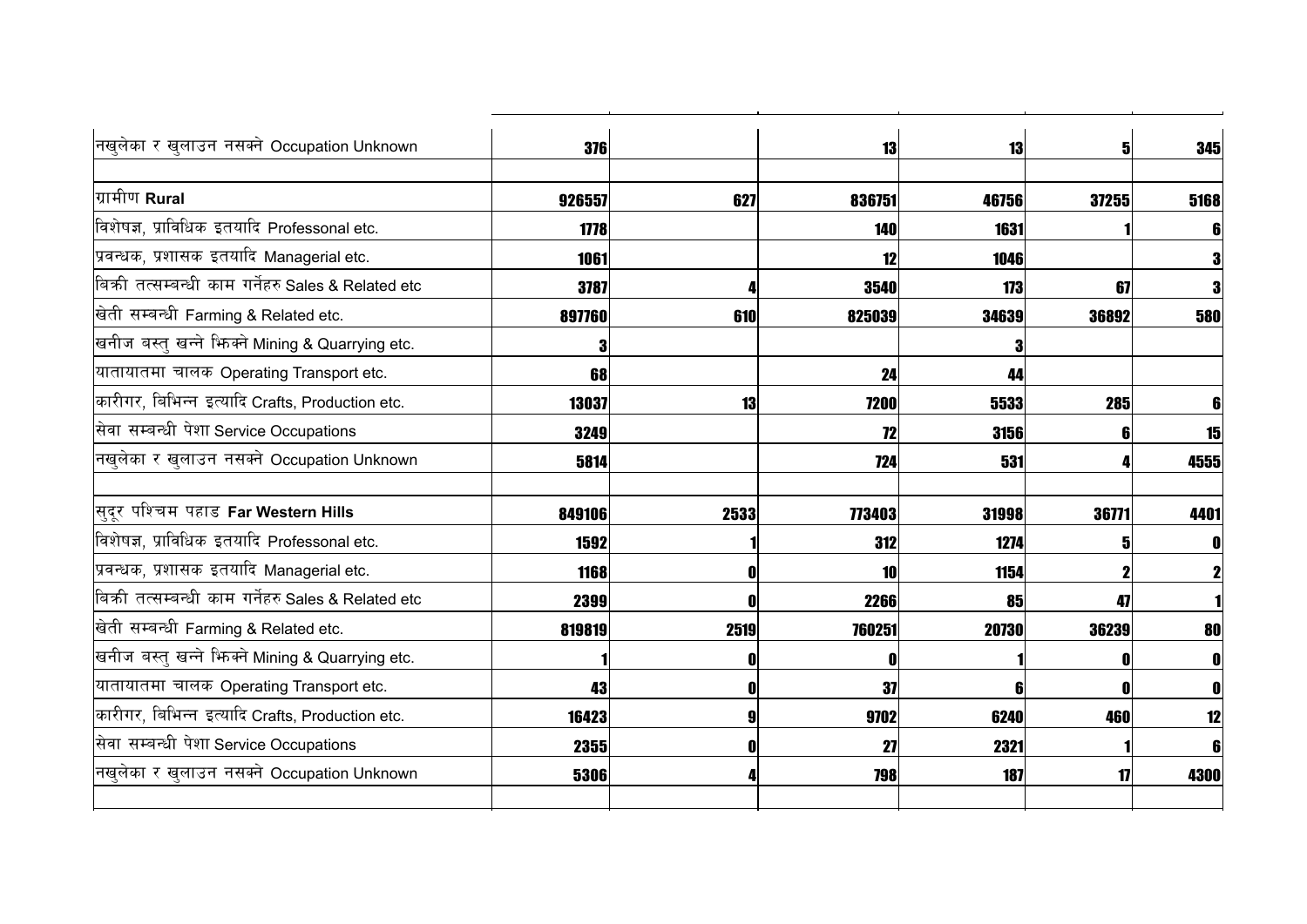| | | | | | | |
|---|---|---|---|---|---|---|
| नखुलेका र खुलाउन नसक्ने Occupation Unknown | 376 | | 13 | 13 | 5 | 345 |
| | | | | | | |
| ग्रामीण **Rural** | 926557 | 627 | 836751 | 46756 | 37255 | 5168 |
| विशेषज्ञ, प्राविधिक इतयादि Professonal etc. | 1778 | | 140 | 1631 | 1 | 6 |
| प्रवन्धक, प्रशासक इतयादि Managerial etc. | 1061 | | 12 | 1046 | | 3 |
| बिक्री तत्सम्बन्धी काम गर्नेहरु Sales & Related etc | 3787 | 4 | 3540 | 173 | 67 | 3 |
| खेती सम्बन्धी Farming & Related etc. | 897760 | 610 | 825039 | 34639 | 36892 | 580 |
| खनीज बस्तु खन्ने झिक्ने Mining & Quarrying etc. | 3 | | | 3 | | |
| यातायातमा चालक Operating Transport etc. | 68 | | 24 | 44 | | |
| कारीगर, बिभिन्न इत्यादि Crafts, Production etc. | 13037 | 13 | 7200 | 5533 | 285 | 6 |
| सेवा सम्बन्धी पेशा Service Occupations | 3249 | | 72 | 3156 | 6 | 15 |
| नखुलेका र खुलाउन नसक्ने Occupation Unknown | 5814 | | 724 | 531 | 4 | 4555 |
| | | | | | | |
| सुदूर पश्चिम पहाड **Far Western Hills** | 849106 | 2533 | 773403 | 31998 | 36771 | 4401 |
| विशेषज्ञ, प्राविधिक इतयादि Professonal etc. | 1592 | 1 | 312 | 1274 | 5 | 0 |
| प्रवन्धक, प्रशासक इतयादि Managerial etc. | 1168 | 0 | 10 | 1154 | 2 | 2 |
| बिक्री तत्सम्बन्धी काम गर्नेहरु Sales & Related etc | 2399 | 0 | 2266 | 85 | 47 | 1 |
| खेती सम्बन्धी Farming & Related etc. | 819819 | 2519 | 760251 | 20730 | 36239 | 80 |
| खनीज बस्तु खन्ने झिक्ने Mining & Quarrying etc. | 1 | 0 | 0 | 1 | 0 | 0 |
| यातायातमा चालक Operating Transport etc. | 43 | 0 | 37 | 6 | 0 | 0 |
| कारीगर, बिभिन्न इत्यादि Crafts, Production etc. | 16423 | 9 | 9702 | 6240 | 460 | 12 |
| सेवा सम्बन्धी पेशा Service Occupations | 2355 | 0 | 27 | 2321 | 1 | 6 |
| नखुलेका र खुलाउन नसक्ने Occupation Unknown | 5306 | 4 | 798 | 187 | 17 | 4300 |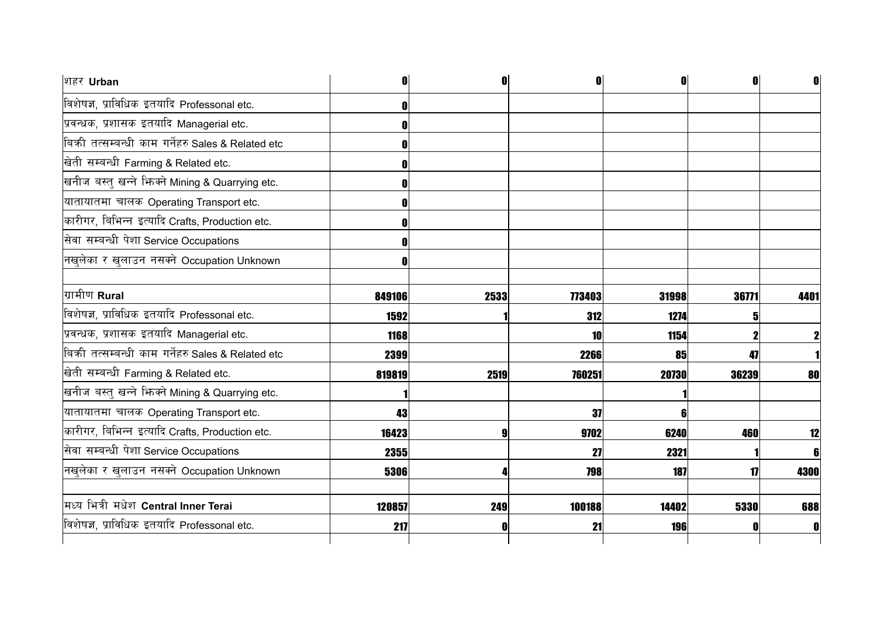| | | | | | | |
|---|---|---|---|---|---|---|
| शहर **Urban** | **0** | **0** | **0** | **0** | **0** | **0** |
| विशेषज्ञ, प्राविधिक इतयादि Professonal etc. | **0** | | | | | |
| प्रवन्धक, प्रशासक इतयादि Managerial etc. | **0** | | | | | |
| बिक्री तत्सम्बन्धी काम गर्नेहरु Sales & Related etc | **0** | | | | | |
| खेती सम्बन्धी Farming & Related etc. | **0** | | | | | |
| खनीज बस्तु खन्ने भिक्ने Mining & Quarrying etc. | **0** | | | | | |
| यातायातमा चालक Operating Transport etc. | **0** | | | | | |
| कारीगर, बिभिन्न इत्यादि Crafts, Production etc. | **0** | | | | | |
| सेवा सम्बन्धी पेशा Service Occupations | **0** | | | | | |
| नखुलेका र खुलाउन नसक्ने Occupation Unknown | **0** | | | | | |
| | | | | | | |
| ग्रामीण **Rural** | **849106** | **2533** | **773403** | **31998** | **36771** | **4401** |
| विशेषज्ञ, प्राविधिक इतयादि Professonal etc. | **1592** | **1** | **312** | **1274** | **5** | |
| प्रवन्धक, प्रशासक इतयादि Managerial etc. | **1168** | | **10** | **1154** | **2** | **2** |
| बिक्री तत्सम्बन्धी काम गर्नेहरु Sales & Related etc | **2399** | | **2266** | **85** | **47** | **1** |
| खेती सम्बन्धी Farming & Related etc. | **819819** | **2519** | **760251** | **20730** | **36239** | **80** |
| खनीज बस्तु खन्ने भिक्ने Mining & Quarrying etc. | **1** | | | **1** | | |
| यातायातमा चालक Operating Transport etc. | **43** | | **37** | **6** | | |
| कारीगर, बिभिन्न इत्यादि Crafts, Production etc. | **16423** | **9** | **9702** | **6240** | **460** | **12** |
| सेवा सम्बन्धी पेशा Service Occupations | **2355** | | **27** | **2321** | **1** | **6** |
| नखुलेका र खुलाउन नसक्ने Occupation Unknown | **5306** | **4** | **798** | **187** | **17** | **4300** |
| | | | | | | |
| मध्य भित्री मधेश **Central Inner Terai** | **120857** | **249** | **100188** | **14402** | **5330** | **688** |
| विशेषज्ञ, प्राविधिक इतयादि Professonal etc. | **217** | **0** | **21** | **196** | **0** | **0** |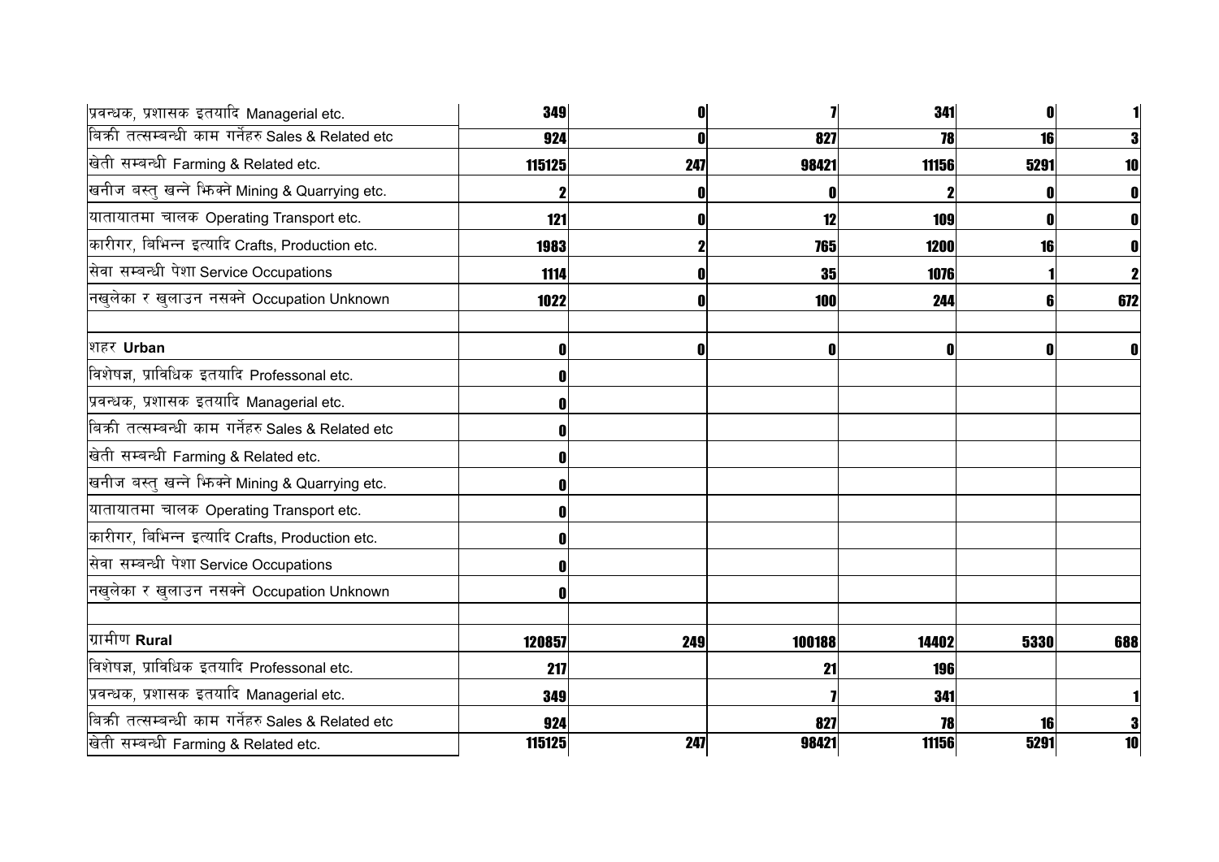| | | | | | | |
|---|---|---|---|---|---|---|
| प्रवन्धक, प्रशासक इतयादि Managerial etc. | **349** | **0** | **7** | **341** | **0** | **1** |
| बिक्री तत्सम्बन्धी काम गर्नेहरु Sales & Related etc | **924** | **0** | **827** | **78** | **16** | **3** |
| खेती सम्बन्धी Farming & Related etc. | **115125** | **247** | **98421** | **11156** | **5291** | **10** |
| खनीज बस्तु खन्ने भिक्ने Mining & Quarrying etc. | **2** | **0** | **0** | **2** | **0** | **0** |
| यातायातमा चालक Operating Transport etc. | **121** | **0** | **12** | **109** | **0** | **0** |
| कारीगर, बिभिन्न इत्यादि Crafts, Production etc. | **1983** | **2** | **765** | **1200** | **16** | **0** |
| सेवा सम्बन्धी पेशा Service Occupations | **1114** | **0** | **35** | **1076** | **1** | **2** |
| नखुलेका र खुलाउन नसक्ने Occupation Unknown | **1022** | **0** | **100** | **244** | **6** | **672** |
| | | | | | | |
| शहर **Urban** | **0** | **0** | **0** | **0** | **0** | **0** |
| विशेषज्ञ, प्राविधिक इतयादि Professonal etc. | **0** | | | | | |
| प्रवन्धक, प्रशासक इतयादि Managerial etc. | **0** | | | | | |
| बिक्री तत्सम्बन्धी काम गर्नेहरु Sales & Related etc | **0** | | | | | |
| खेती सम्बन्धी Farming & Related etc. | **0** | | | | | |
| खनीज बस्तु खन्ने भिक्ने Mining & Quarrying etc. | **0** | | | | | |
| यातायातमा चालक Operating Transport etc. | **0** | | | | | |
| कारीगर, बिभिन्न इत्यादि Crafts, Production etc. | **0** | | | | | |
| सेवा सम्बन्धी पेशा Service Occupations | **0** | | | | | |
| नखुलेका र खुलाउन नसक्ने Occupation Unknown | **0** | | | | | |
| | | | | | | |
| ग्रामीण **Rural** | **120857** | **249** | **100188** | **14402** | **5330** | **688** |
| विशेषज्ञ, प्राविधिक इतयादि Professonal etc. | **217** | | **21** | **196** | | |
| प्रवन्धक, प्रशासक इतयादि Managerial etc. | **349** | | **7** | **341** | | **1** |
| बिक्री तत्सम्बन्धी काम गर्नेहरु Sales & Related etc | **924** | | **827** | **78** | **16** | **3** |
| खेती सम्बन्धी Farming & Related etc. | **115125** | **247** | **98421** | **11156** | **5291** | **10** |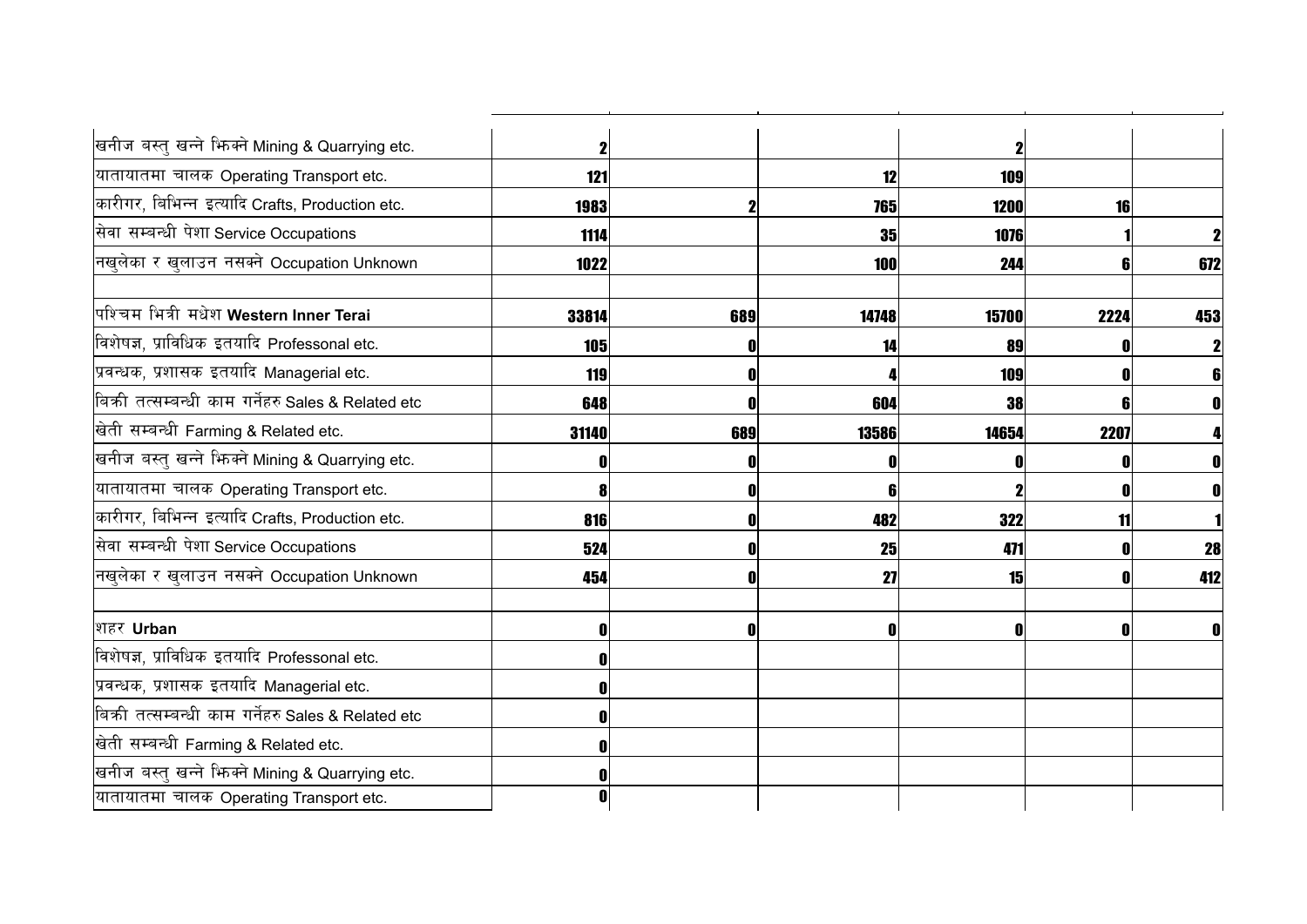| | | | | | | |
|---|---|---|---|---|---|---|
| खनीज बस्तु खन्ने झिक्ने Mining & Quarrying etc. | 2 | | | 2 | | |
| यातायातमा चालक Operating Transport etc. | 121 | | 12 | 109 | | |
| कारीगर, बिभिन्न इत्यादि Crafts, Production etc. | 1983 | 2 | 765 | 1200 | 16 | |
| सेवा सम्बन्धी पेशा Service Occupations | 1114 | | 35 | 1076 | 1 | 2 |
| नखुलेका र खुलाउन नसक्ने Occupation Unknown | 1022 | | 100 | 244 | 6 | 672 |
| | | | | | | |
| पश्चिम भित्री मधेश **Western Inner Terai** | 33814 | 689 | 14748 | 15700 | 2224 | 453 |
| विशेषज्ञ, प्राविधिक इतयादि Professonal etc. | 105 | 0 | 14 | 89 | 0 | 2 |
| प्रवन्धक, प्रशासक इतयादि Managerial etc. | 119 | 0 | 4 | 109 | 0 | 6 |
| बिक्री तत्सम्बन्धी काम गर्नेहरु Sales & Related etc | 648 | 0 | 604 | 38 | 6 | 0 |
| खेती सम्बन्धी Farming & Related etc. | 31140 | 689 | 13586 | 14654 | 2207 | 4 |
| खनीज बस्तु खन्ने झिक्ने Mining & Quarrying etc. | 0 | 0 | 0 | 0 | 0 | 0 |
| यातायातमा चालक Operating Transport etc. | 8 | 0 | 6 | 2 | 0 | 0 |
| कारीगर, बिभिन्न इत्यादि Crafts, Production etc. | 816 | 0 | 482 | 322 | 11 | 1 |
| सेवा सम्बन्धी पेशा Service Occupations | 524 | 0 | 25 | 471 | 0 | 28 |
| नखुलेका र खुलाउन नसक्ने Occupation Unknown | 454 | 0 | 27 | 15 | 0 | 412 |
| | | | | | | |
| शहर **Urban** | 0 | 0 | 0 | 0 | 0 | 0 |
| विशेषज्ञ, प्राविधिक इतयादि Professonal etc. | 0 | | | | | |
| प्रवन्धक, प्रशासक इतयादि Managerial etc. | 0 | | | | | |
| बिक्री तत्सम्बन्धी काम गर्नेहरु Sales & Related etc | 0 | | | | | |
| खेती सम्बन्धी Farming & Related etc. | 0 | | | | | |
| खनीज बस्तु खन्ने झिक्ने Mining & Quarrying etc. | 0 | | | | | |
| यातायातमा चालक Operating Transport etc. | 0 | | | | | |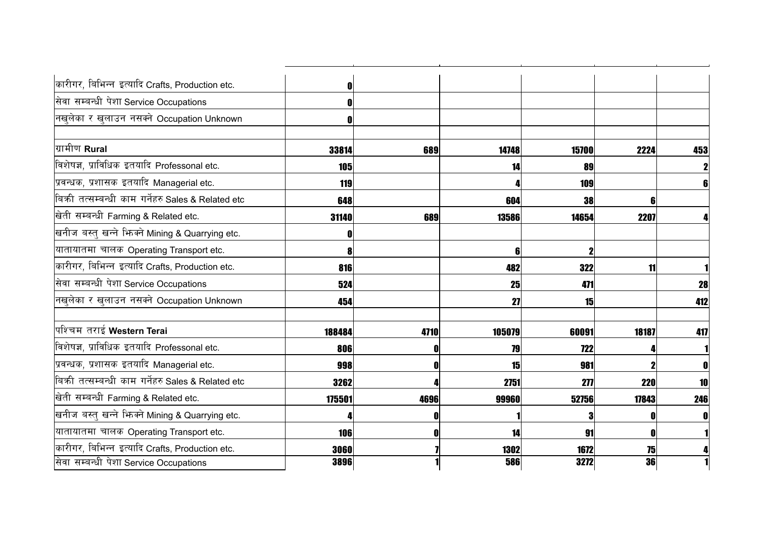| | | | | | | |
|---|---|---|---|---|---|---|
| कारीगर, बिभिन्न इत्यादि Crafts, Production etc. | 0 | | | | | |
| सेवा सम्बन्धी पेशा Service Occupations | 0 | | | | | |
| नखुलेका र खुलाउन नसक्ने Occupation Unknown | 0 | | | | | |
| | | | | | | |
| ग्रामीण **Rural** | 33814 | 689 | 14748 | 15700 | 2224 | 453 |
| विशेषज्ञ, प्राविधिक इतयादि Professonal etc. | 105 | | 14 | 89 | | 2 |
| प्रवन्धक, प्रशासक इतयादि Managerial etc. | 119 | | 4 | 109 | | 6 |
| बिक्री तत्सम्बन्धी काम गर्नेहरु Sales & Related etc | 648 | | 604 | 38 | 6 | |
| खेती सम्बन्धी Farming & Related etc. | 31140 | 689 | 13586 | 14654 | 2207 | 4 |
| खनीज बस्तु खन्ने झिक्ने Mining & Quarrying etc. | 0 | | | | | |
| यातायातमा चालक Operating Transport etc. | 8 | | 6 | 2 | | |
| कारीगर, बिभिन्न इत्यादि Crafts, Production etc. | 816 | | 482 | 322 | 11 | 1 |
| सेवा सम्बन्धी पेशा Service Occupations | 524 | | 25 | 471 | | 28 |
| नखुलेका र खुलाउन नसक्ने Occupation Unknown | 454 | | 27 | 15 | | 412 |
| | | | | | | |
| पश्चिम तराई **Western Terai** | 188484 | 4710 | 105079 | 60091 | 18187 | 417 |
| विशेषज्ञ, प्राविधिक इतयादि Professonal etc. | 806 | 0 | 79 | 722 | 4 | 1 |
| प्रवन्धक, प्रशासक इतयादि Managerial etc. | 998 | 0 | 15 | 981 | 2 | 0 |
| बिक्री तत्सम्बन्धी काम गर्नेहरु Sales & Related etc | 3262 | 4 | 2751 | 277 | 220 | 10 |
| खेती सम्बन्धी Farming & Related etc. | 175501 | 4696 | 99960 | 52756 | 17843 | 246 |
| खनीज बस्तु खन्ने झिक्ने Mining & Quarrying etc. | 4 | 0 | 1 | 3 | 0 | 0 |
| यातायातमा चालक Operating Transport etc. | 106 | 0 | 14 | 91 | 0 | 1 |
| कारीगर, बिभिन्न इत्यादि Crafts, Production etc. | 3060 | 7 | 1302 | 1672 | 75 | 4 |
| सेवा सम्बन्धी पेशा Service Occupations | 3896 | 1 | 586 | 3272 | 36 | 1 |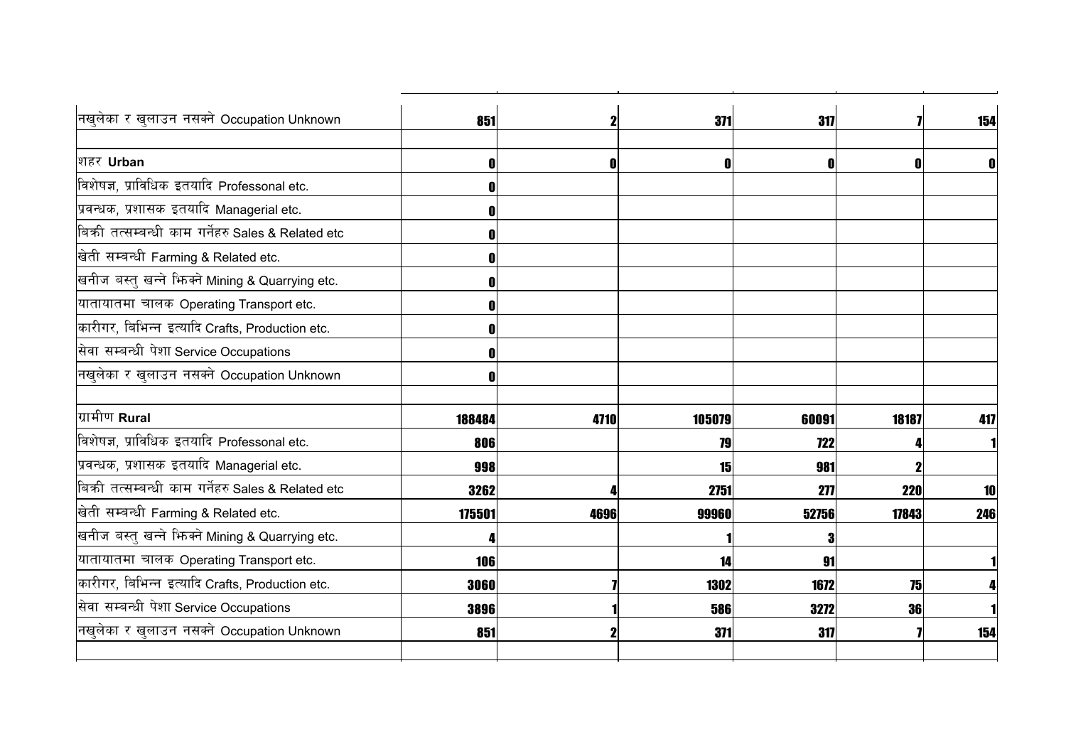| | | | | | | |
|---|---|---|---|---|---|---|
| नखुलेका र खुलाउन नसक्ने Occupation Unknown | 851 | 2 | 371 | 317 | 7 | 154 |
| | | | | | | |
| शहर **Urban** | 0 | 0 | 0 | 0 | 0 | 0 |
| विशेषज्ञ, प्राविधिक इतयादि Professonal etc. | 0 | | | | | |
| प्रवन्धक, प्रशासक इतयादि Managerial etc. | 0 | | | | | |
| बिक्री तत्सम्बन्धी काम गर्नेहरु Sales & Related etc | 0 | | | | | |
| खेती सम्बन्धी Farming & Related etc. | 0 | | | | | |
| खनीज बस्तु खन्ने झिक्ने Mining & Quarrying etc. | 0 | | | | | |
| यातायातमा चालक Operating Transport etc. | 0 | | | | | |
| कारीगर, बिभिन्न इत्यादि Crafts, Production etc. | 0 | | | | | |
| सेवा सम्बन्धी पेशा Service Occupations | 0 | | | | | |
| नखुलेका र खुलाउन नसक्ने Occupation Unknown | 0 | | | | | |
| | | | | | | |
| ग्रामीण **Rural** | 188484 | 4710 | 105079 | 60091 | 18187 | 417 |
| विशेषज्ञ, प्राविधिक इतयादि Professonal etc. | 806 | | 79 | 722 | 4 | 1 |
| प्रवन्धक, प्रशासक इतयादि Managerial etc. | 998 | | 15 | 981 | 2 | |
| बिक्री तत्सम्बन्धी काम गर्नेहरु Sales & Related etc | 3262 | 4 | 2751 | 277 | 220 | 10 |
| खेती सम्बन्धी Farming & Related etc. | 175501 | 4696 | 99960 | 52756 | 17843 | 246 |
| खनीज बस्तु खन्ने झिक्ने Mining & Quarrying etc. | 4 | | 1 | 3 | | |
| यातायातमा चालक Operating Transport etc. | 106 | | 14 | 91 | | 1 |
| कारीगर, बिभिन्न इत्यादि Crafts, Production etc. | 3060 | 7 | 1302 | 1672 | 75 | 4 |
| सेवा सम्बन्धी पेशा Service Occupations | 3896 | 1 | 586 | 3272 | 36 | 1 |
| नखुलेका र खुलाउन नसक्ने Occupation Unknown | 851 | 2 | 371 | 317 | 7 | 154 |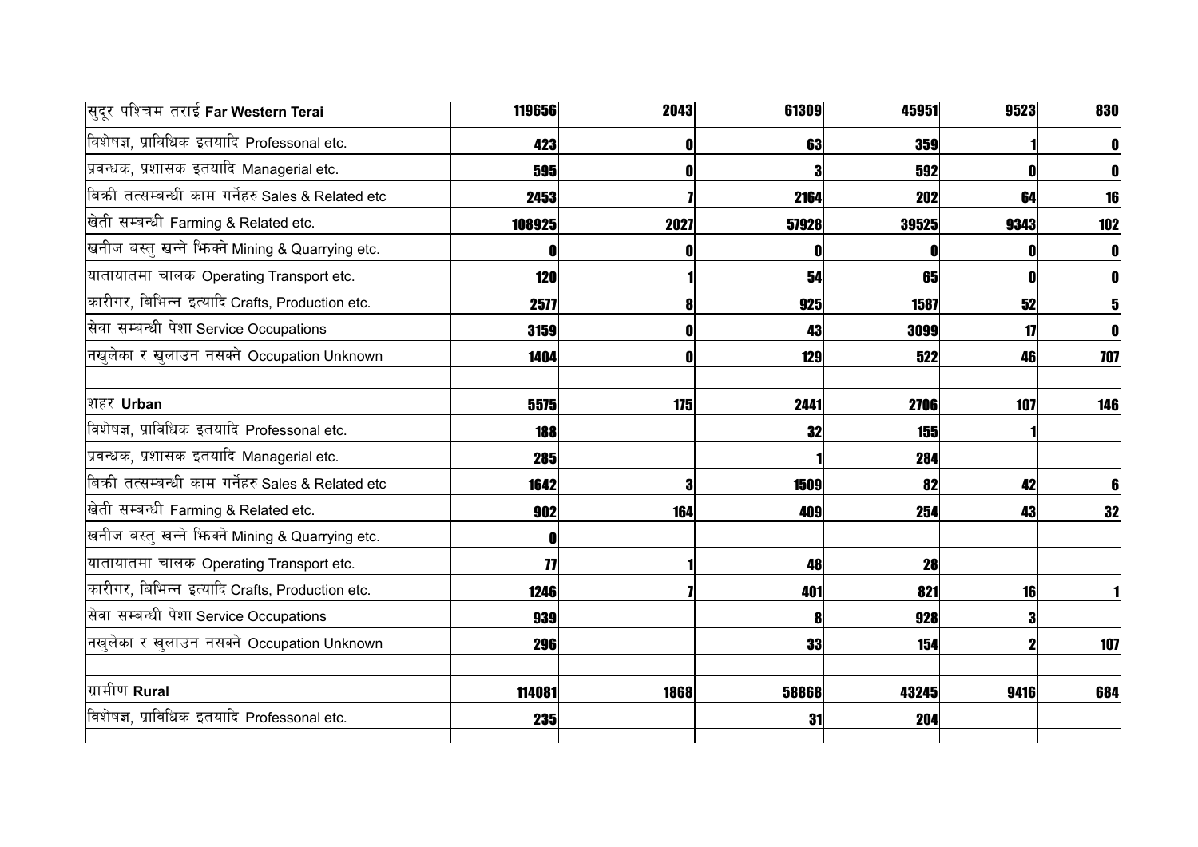| | | | | | | |
|---|---|---|---|---|---|---|
| सुदूर पश्चिम तराई **Far Western Terai** | **119656** | **2043** | **61309** | **45951** | **9523** | **830** |
| विशेषज्ञ, प्राविधिक इतयादि Professonal etc. | **423** | **0** | **63** | **359** | **1** | **0** |
| प्रवन्धक, प्रशासक इतयादि Managerial etc. | **595** | **0** | **3** | **592** | **0** | **0** |
| बिक्री तत्सम्बन्धी काम गर्नेहरु Sales & Related etc | **2453** | **7** | **2164** | **202** | **64** | **16** |
| खेती सम्बन्धी Farming & Related etc. | **108925** | **2027** | **57928** | **39525** | **9343** | **102** |
| खनीज बस्तु खन्ने झिक्ने Mining & Quarrying etc. | **0** | **0** | **0** | **0** | **0** | **0** |
| यातायातमा चालक Operating Transport etc. | **120** | **1** | **54** | **65** | **0** | **0** |
| कारीगर, बिभिन्न इत्यादि Crafts, Production etc. | **2577** | **8** | **925** | **1587** | **52** | **5** |
| सेवा सम्बन्धी पेशा Service Occupations | **3159** | **0** | **43** | **3099** | **17** | **0** |
| नखुलेका र खुलाउन नसक्ने Occupation Unknown | **1404** | **0** | **129** | **522** | **46** | **707** |
| | | | | | | |
| शहर **Urban** | **5575** | **175** | **2441** | **2706** | **107** | **146** |
| विशेषज्ञ, प्राविधिक इतयादि Professonal etc. | **188** | | **32** | **155** | **1** | |
| प्रवन्धक, प्रशासक इतयादि Managerial etc. | **285** | | **1** | **284** | | |
| बिक्री तत्सम्बन्धी काम गर्नेहरु Sales & Related etc | **1642** | **3** | **1509** | **82** | **42** | **6** |
| खेती सम्बन्धी Farming & Related etc. | **902** | **164** | **409** | **254** | **43** | **32** |
| खनीज बस्तु खन्ने झिक्ने Mining & Quarrying etc. | **0** | | | | | |
| यातायातमा चालक Operating Transport etc. | **77** | **1** | **48** | **28** | | |
| कारीगर, बिभिन्न इत्यादि Crafts, Production etc. | **1246** | **7** | **401** | **821** | **16** | **1** |
| सेवा सम्बन्धी पेशा Service Occupations | **939** | | **8** | **928** | **3** | |
| नखुलेका र खुलाउन नसक्ने Occupation Unknown | **296** | | **33** | **154** | **2** | **107** |
| | | | | | | |
| ग्रामीण **Rural** | **114081** | **1868** | **58868** | **43245** | **9416** | **684** |
| विशेषज्ञ, प्राविधिक इतयादि Professonal etc. | **235** | | **31** | **204** | | |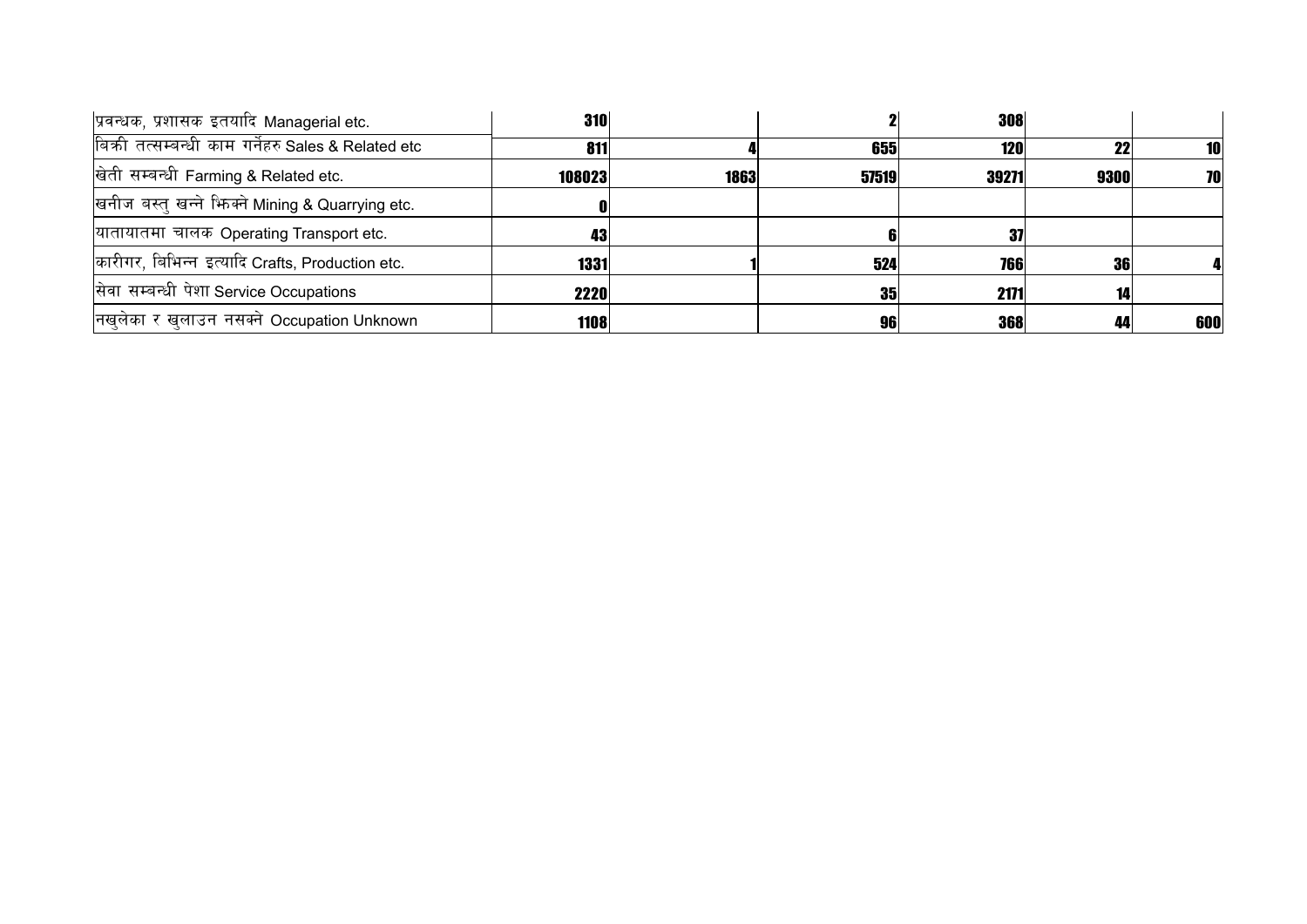| | | | | | | |
|---|---|---|---|---|---|---|
| प्रवन्धक, प्रशासक इतयादि Managerial etc. | **310** | | **2** | **308** | | |
| बिक्री तत्सम्बन्धी काम गर्नेहरु Sales & Related etc | **811** | **4** | **655** | **120** | **22** | **10** |
| खेती सम्बन्धी Farming & Related etc. | **108023** | **1863** | **57519** | **39271** | **9300** | **70** |
| खनीज बस्तु खन्ने झिक्ने Mining & Quarrying etc. | **0** | | | | | |
| यातायातमा चालक Operating Transport etc. | **43** | | **6** | **37** | | |
| कारीगर, बिभिन्न इत्यादि Crafts, Production etc. | **1331** | **1** | **524** | **766** | **36** | **4** |
| सेवा सम्बन्धी पेशा Service Occupations | **2220** | | **35** | **2171** | **14** | |
| नखुलेका र खुलाउन नसक्ने Occupation Unknown | **1108** | | **96** | **368** | **44** | **600** |